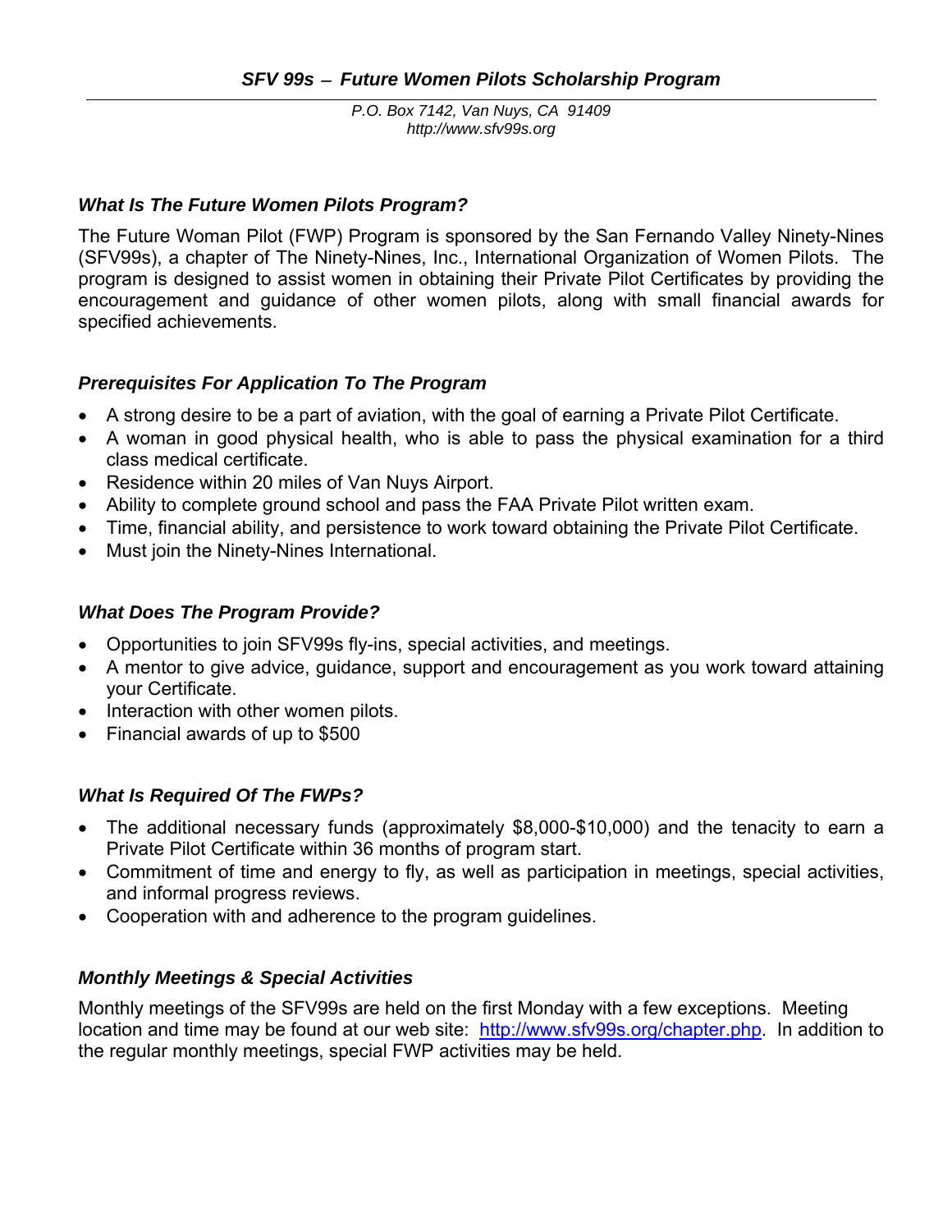# *SFV 99s – Future Women Pilots Scholarship Program*

*P.O. Box 7142, Van Nuys, CA 91409*
*http://www.sfv99s.org*

## *What Is The Future Women Pilots Program?*

The Future Woman Pilot (FWP) Program is sponsored by the San Fernando Valley Ninety-Nines (SFV99s), a chapter of The Ninety-Nines, Inc., International Organization of Women Pilots. The program is designed to assist women in obtaining their Private Pilot Certificates by providing the encouragement and guidance of other women pilots, along with small financial awards for specified achievements.

## *Prerequisites For Application To The Program*

- A strong desire to be a part of aviation, with the goal of earning a Private Pilot Certificate.
- A woman in good physical health, who is able to pass the physical examination for a third class medical certificate.
- Residence within 20 miles of Van Nuys Airport.
- Ability to complete ground school and pass the FAA Private Pilot written exam.
- Time, financial ability, and persistence to work toward obtaining the Private Pilot Certificate.
- Must join the Ninety-Nines International.

## *What Does The Program Provide?*

- Opportunities to join SFV99s fly-ins, special activities, and meetings.
- A mentor to give advice, guidance, support and encouragement as you work toward attaining your Certificate.
- Interaction with other women pilots.
- Financial awards of up to $500

## *What Is Required Of The FWPs?*

- The additional necessary funds (approximately $8,000-$10,000) and the tenacity to earn a Private Pilot Certificate within 36 months of program start.
- Commitment of time and energy to fly, as well as participation in meetings, special activities, and informal progress reviews.
- Cooperation with and adherence to the program guidelines.

## *Monthly Meetings & Special Activities*

Monthly meetings of the SFV99s are held on the first Monday with a few exceptions. Meeting location and time may be found at our web site: http://www.sfv99s.org/chapter.php. In addition to the regular monthly meetings, special FWP activities may be held.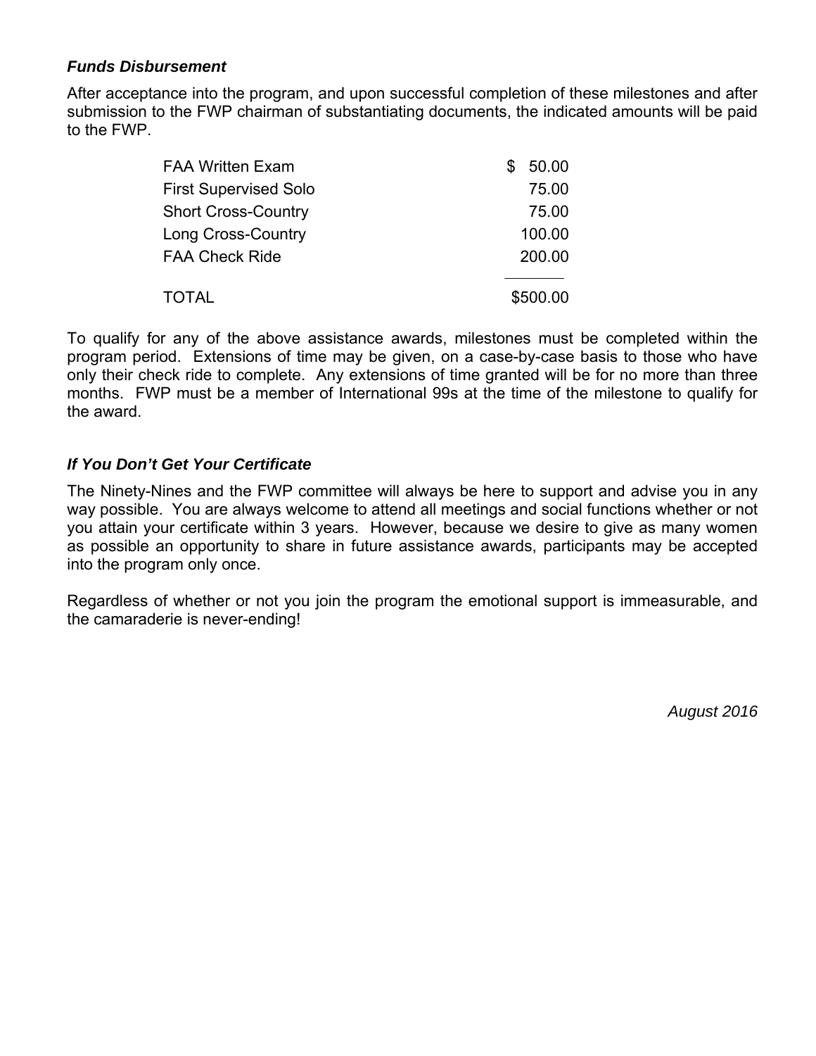### *Funds Disbursement*

After acceptance into the program, and upon successful completion of these milestones and after submission to the FWP chairman of substantiating documents, the indicated amounts will be paid to the FWP.

| | |
|---|---|
| FAA Written Exam | $ 50.00 |
| First Supervised Solo | 75.00 |
| Short Cross-Country | 75.00 |
| Long Cross-Country | 100.00 |
| FAA Check Ride | 200.00 |
| TOTAL | $500.00 |

To qualify for any of the above assistance awards, milestones must be completed within the program period. Extensions of time may be given, on a case-by-case basis to those who have only their check ride to complete. Any extensions of time granted will be for no more than three months. FWP must be a member of International 99s at the time of the milestone to qualify for the award.

### *If You Don't Get Your Certificate*

The Ninety-Nines and the FWP committee will always be here to support and advise you in any way possible. You are always welcome to attend all meetings and social functions whether or not you attain your certificate within 3 years. However, because we desire to give as many women as possible an opportunity to share in future assistance awards, participants may be accepted into the program only once.

Regardless of whether or not you join the program the emotional support is immeasurable, and the camaraderie is never-ending!

*August 2016*